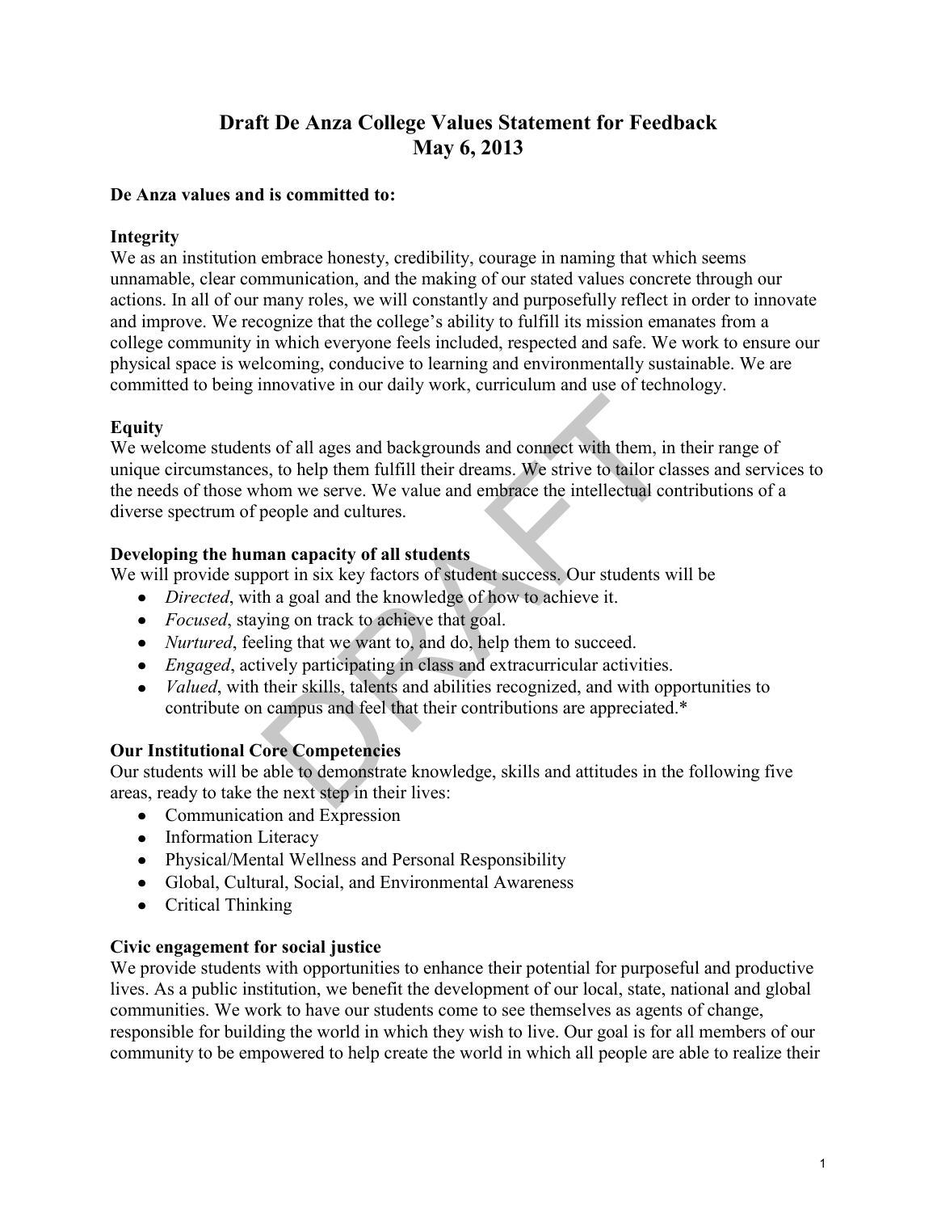# Draft De Anza College Values Statement for Feedback
# May 6, 2013

**De Anza values and is committed to:**

**Integrity**

We as an institution embrace honesty, credibility, courage in naming that which seems unnamable, clear communication, and the making of our stated values concrete through our actions. In all of our many roles, we will constantly and purposefully reflect in order to innovate and improve. We recognize that the college's ability to fulfill its mission emanates from a college community in which everyone feels included, respected and safe. We work to ensure our physical space is welcoming, conducive to learning and environmentally sustainable. We are committed to being innovative in our daily work, curriculum and use of technology.

**Equity**

We welcome students of all ages and backgrounds and connect with them, in their range of unique circumstances, to help them fulfill their dreams. We strive to tailor classes and services to the needs of those whom we serve. We value and embrace the intellectual contributions of a diverse spectrum of people and cultures.

**Developing the human capacity of all students**

We will provide support in six key factors of student success. Our students will be

- *Directed*, with a goal and the knowledge of how to achieve it.
- *Focused*, staying on track to achieve that goal.
- *Nurtured*, feeling that we want to, and do, help them to succeed.
- *Engaged*, actively participating in class and extracurricular activities.
- *Valued*, with their skills, talents and abilities recognized, and with opportunities to contribute on campus and feel that their contributions are appreciated.*

**Our Institutional Core Competencies**

Our students will be able to demonstrate knowledge, skills and attitudes in the following five areas, ready to take the next step in their lives:

- Communication and Expression
- Information Literacy
- Physical/Mental Wellness and Personal Responsibility
- Global, Cultural, Social, and Environmental Awareness
- Critical Thinking

**Civic engagement for social justice**

We provide students with opportunities to enhance their potential for purposeful and productive lives. As a public institution, we benefit the development of our local, state, national and global communities. We work to have our students come to see themselves as agents of change, responsible for building the world in which they wish to live. Our goal is for all members of our community to be empowered to help create the world in which all people are able to realize their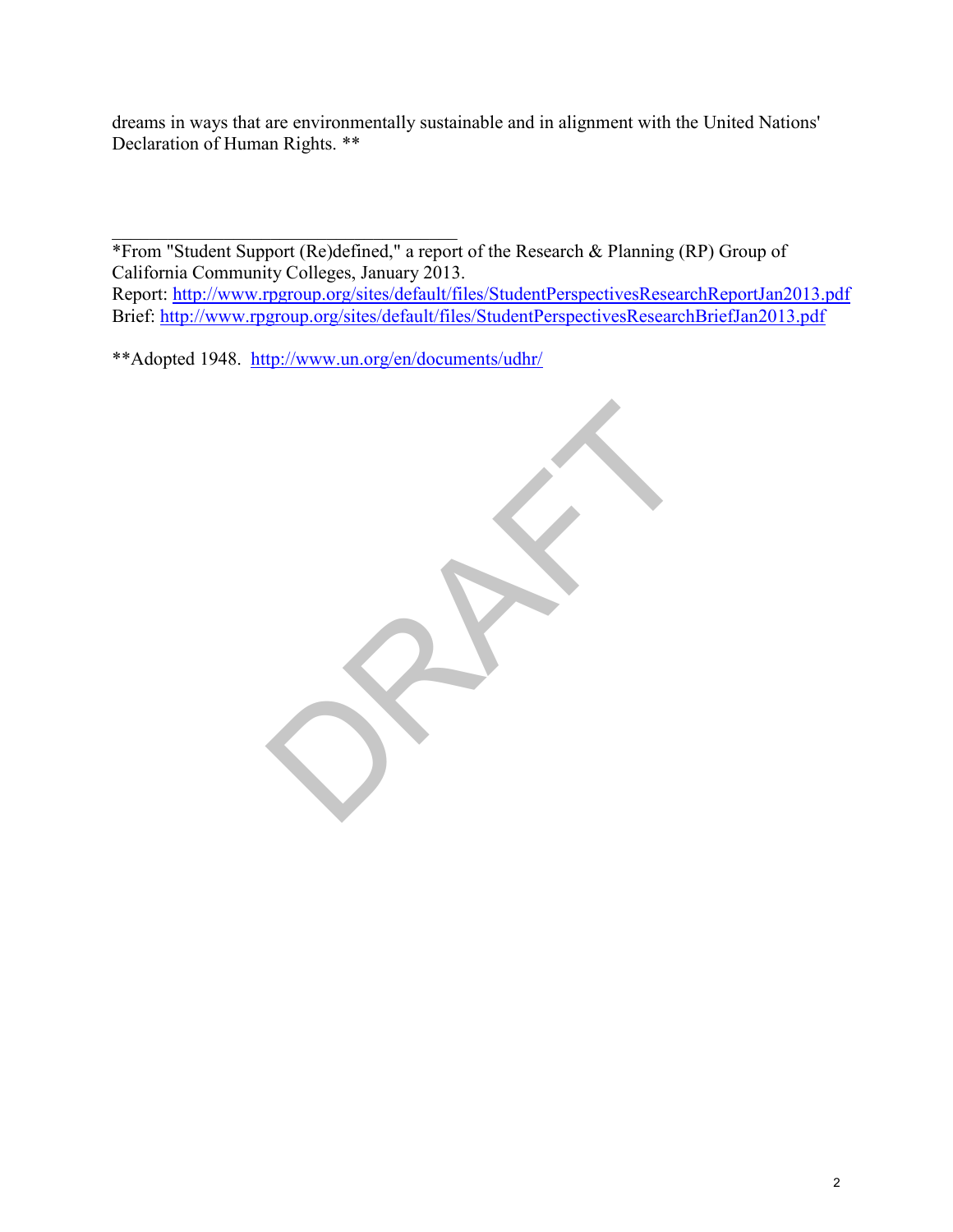dreams in ways that are environmentally sustainable and in alignment with the United Nations' Declaration of Human Rights. **

---

*From "Student Support (Re)defined," a report of the Research & Planning (RP) Group of California Community Colleges, January 2013.
Report: http://www.rpgroup.org/sites/default/files/StudentPerspectivesResearchReportJan2013.pdf
Brief: http://www.rpgroup.org/sites/default/files/StudentPerspectivesResearchBriefJan2013.pdf

**Adopted 1948. http://www.un.org/en/documents/udhr/